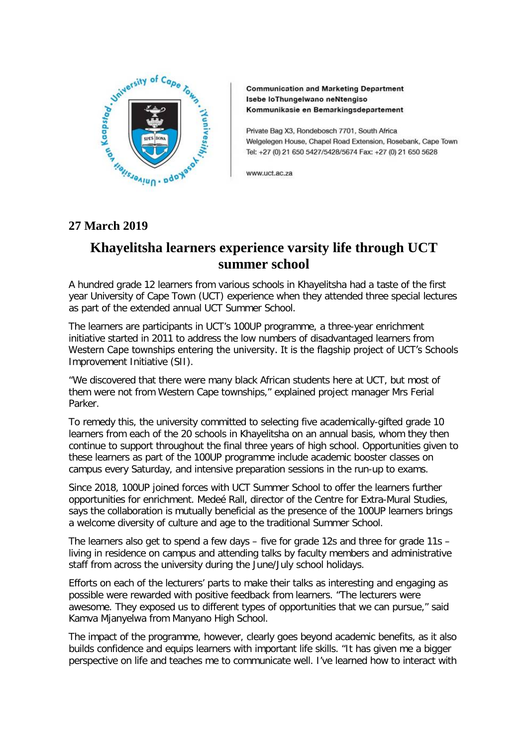Communication and Marketing Department
Isebe loThungelwano neNtengiso
Kommunikasie en Bemarkingsdepartement

Private Bag X3, Rondebosch 7701, South Africa
Welgelegen House, Chapel Road Extension, Rosebank, Cape Town
Tel: +27 (0) 21 650 5427/5428/5674 Fax: +27 (0) 21 650 5628

www.uct.ac.za

**27 March 2019**

# Khayelitsha learners experience varsity life through UCT summer school

A hundred grade 12 learners from various schools in Khayelitsha had a taste of the first year University of Cape Town (UCT) experience when they attended three special lectures as part of the extended annual UCT Summer School.

The learners are participants in UCT's 100UP programme, a three-year enrichment initiative started in 2011 to address the low numbers of disadvantaged learners from Western Cape townships entering the university. It is the flagship project of UCT's Schools Improvement Initiative (SII).

"We discovered that there were many black African students here at UCT, but most of them were not from Western Cape townships," explained project manager Mrs Ferial Parker.

To remedy this, the university committed to selecting five academically-gifted grade 10 learners from each of the 20 schools in Khayelitsha on an annual basis, whom they then continue to support throughout the final three years of high school. Opportunities given to these learners as part of the 100UP programme include academic booster classes on campus every Saturday, and intensive preparation sessions in the run-up to exams.

Since 2018, 100UP joined forces with UCT Summer School to offer the learners further opportunities for enrichment. Medeé Rall, director of the Centre for Extra-Mural Studies, says the collaboration is mutually beneficial as the presence of the 100UP learners brings a welcome diversity of culture and age to the traditional Summer School.

The learners also get to spend a few days – five for grade 12s and three for grade 11s – living in residence on campus and attending talks by faculty members and administrative staff from across the university during the June/July school holidays.

Efforts on each of the lecturers' parts to make their talks as interesting and engaging as possible were rewarded with positive feedback from learners. "The lecturers were awesome. They exposed us to different types of opportunities that we can pursue," said Kamva Mjanyelwa from Manyano High School.

The impact of the programme, however, clearly goes beyond academic benefits, as it also builds confidence and equips learners with important life skills. "It has given me a bigger perspective on life and teaches me to communicate well. I've learned how to interact with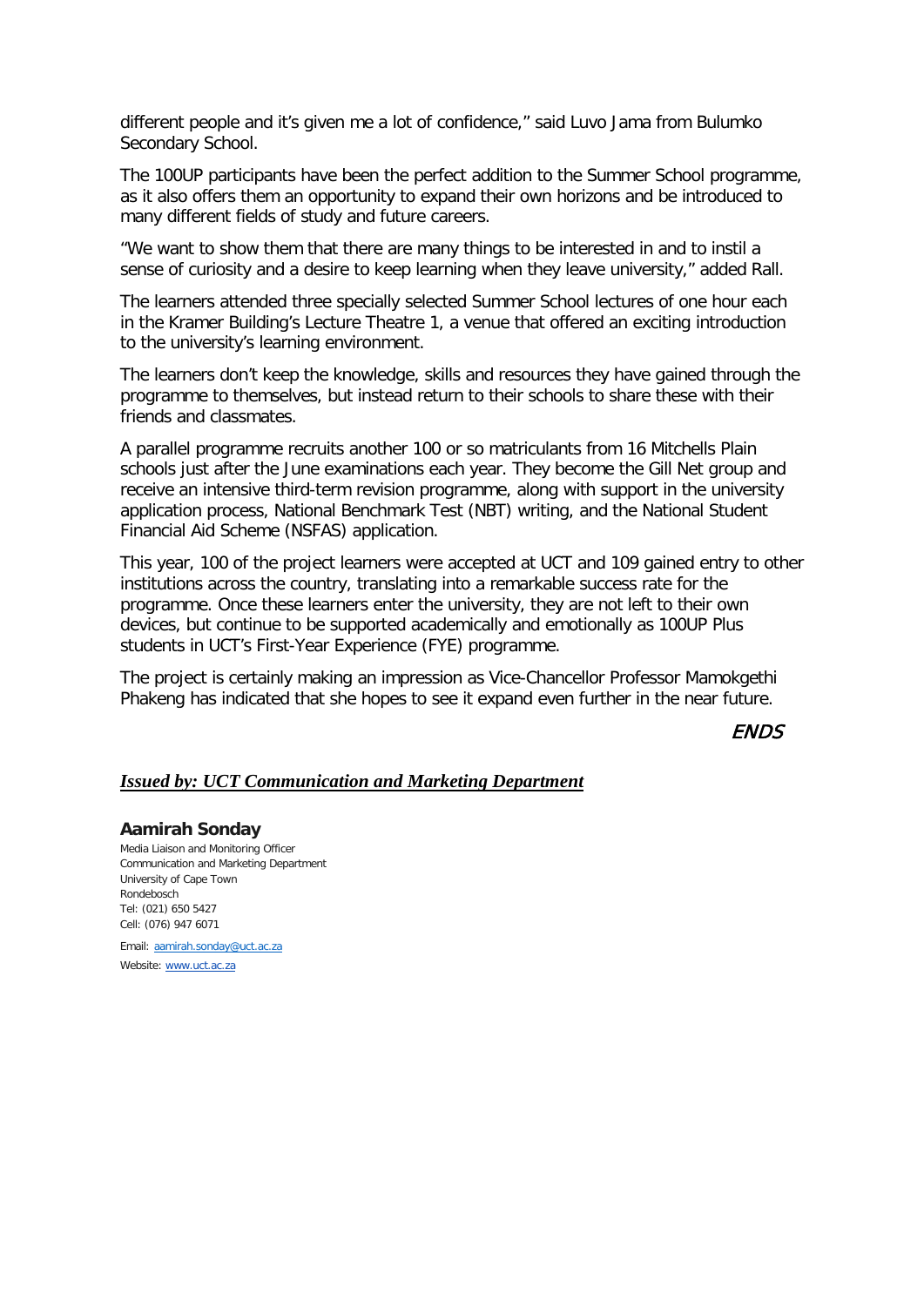different people and it's given me a lot of confidence," said Luvo Jama from Bulumko Secondary School.

The 100UP participants have been the perfect addition to the Summer School programme, as it also offers them an opportunity to expand their own horizons and be introduced to many different fields of study and future careers.

"We want to show them that there are many things to be interested in and to instil a sense of curiosity and a desire to keep learning when they leave university," added Rall.

The learners attended three specially selected Summer School lectures of one hour each in the Kramer Building's Lecture Theatre 1, a venue that offered an exciting introduction to the university's learning environment.

The learners don't keep the knowledge, skills and resources they have gained through the programme to themselves, but instead return to their schools to share these with their friends and classmates.

A parallel programme recruits another 100 or so matriculants from 16 Mitchells Plain schools just after the June examinations each year. They become the Gill Net group and receive an intensive third-term revision programme, along with support in the university application process, National Benchmark Test (NBT) writing, and the National Student Financial Aid Scheme (NSFAS) application.

This year, 100 of the project learners were accepted at UCT and 109 gained entry to other institutions across the country, translating into a remarkable success rate for the programme. Once these learners enter the university, they are not left to their own devices, but continue to be supported academically and emotionally as 100UP Plus students in UCT's First-Year Experience (FYE) programme.

The project is certainly making an impression as Vice-Chancellor Professor Mamokgethi Phakeng has indicated that she hopes to see it expand even further in the near future.

*ENDS*

***Issued by: UCT Communication and Marketing Department***

**Aamirah Sonday**

Media Liaison and Monitoring Officer
Communication and Marketing Department
University of Cape Town
Rondebosch
Tel: (021) 650 5427
Cell: (076) 947 6071

Email: aamirah.sonday@uct.ac.za

Website: www.uct.ac.za